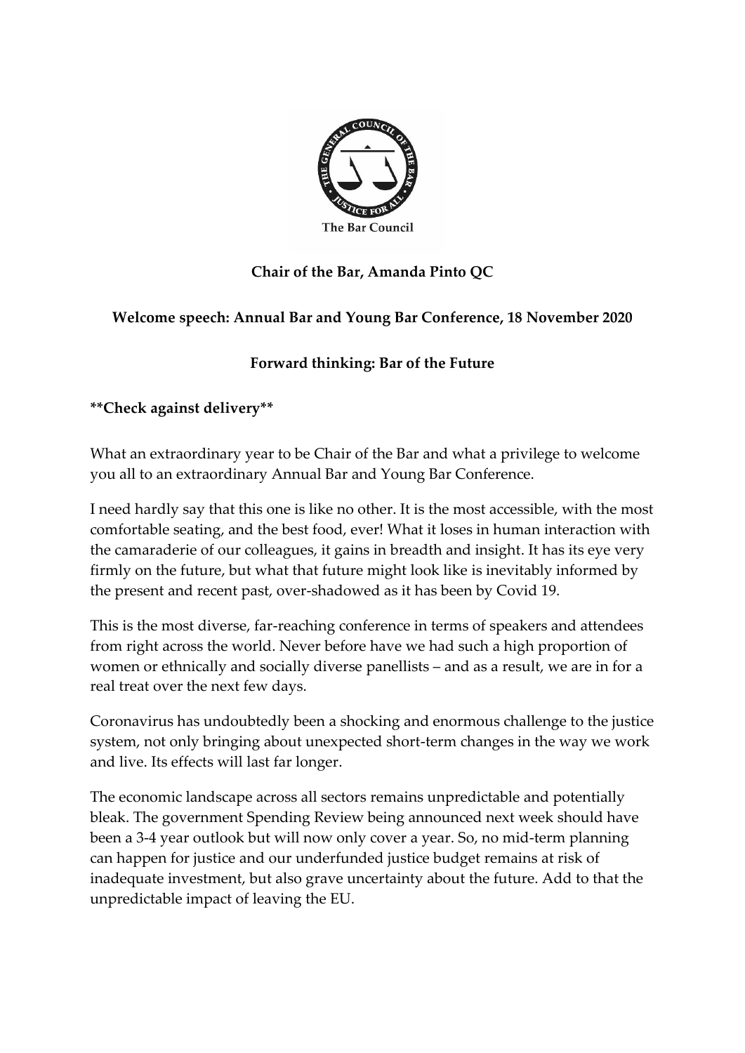# Chair of the Bar, Amanda Pinto QC

## Welcome speech: Annual Bar and Young Bar Conference, 18 November 2020

## Forward thinking: Bar of the Future

****Check against delivery****

What an extraordinary year to be Chair of the Bar and what a privilege to welcome you all to an extraordinary Annual Bar and Young Bar Conference.

I need hardly say that this one is like no other. It is the most accessible, with the most comfortable seating, and the best food, ever! What it loses in human interaction with the camaraderie of our colleagues, it gains in breadth and insight. It has its eye very firmly on the future, but what that future might look like is inevitably informed by the present and recent past, over-shadowed as it has been by Covid 19.

This is the most diverse, far-reaching conference in terms of speakers and attendees from right across the world. Never before have we had such a high proportion of women or ethnically and socially diverse panellists – and as a result, we are in for a real treat over the next few days.

Coronavirus has undoubtedly been a shocking and enormous challenge to the justice system, not only bringing about unexpected short-term changes in the way we work and live. Its effects will last far longer.

The economic landscape across all sectors remains unpredictable and potentially bleak. The government Spending Review being announced next week should have been a 3-4 year outlook but will now only cover a year. So, no mid-term planning can happen for justice and our underfunded justice budget remains at risk of inadequate investment, but also grave uncertainty about the future. Add to that the unpredictable impact of leaving the EU.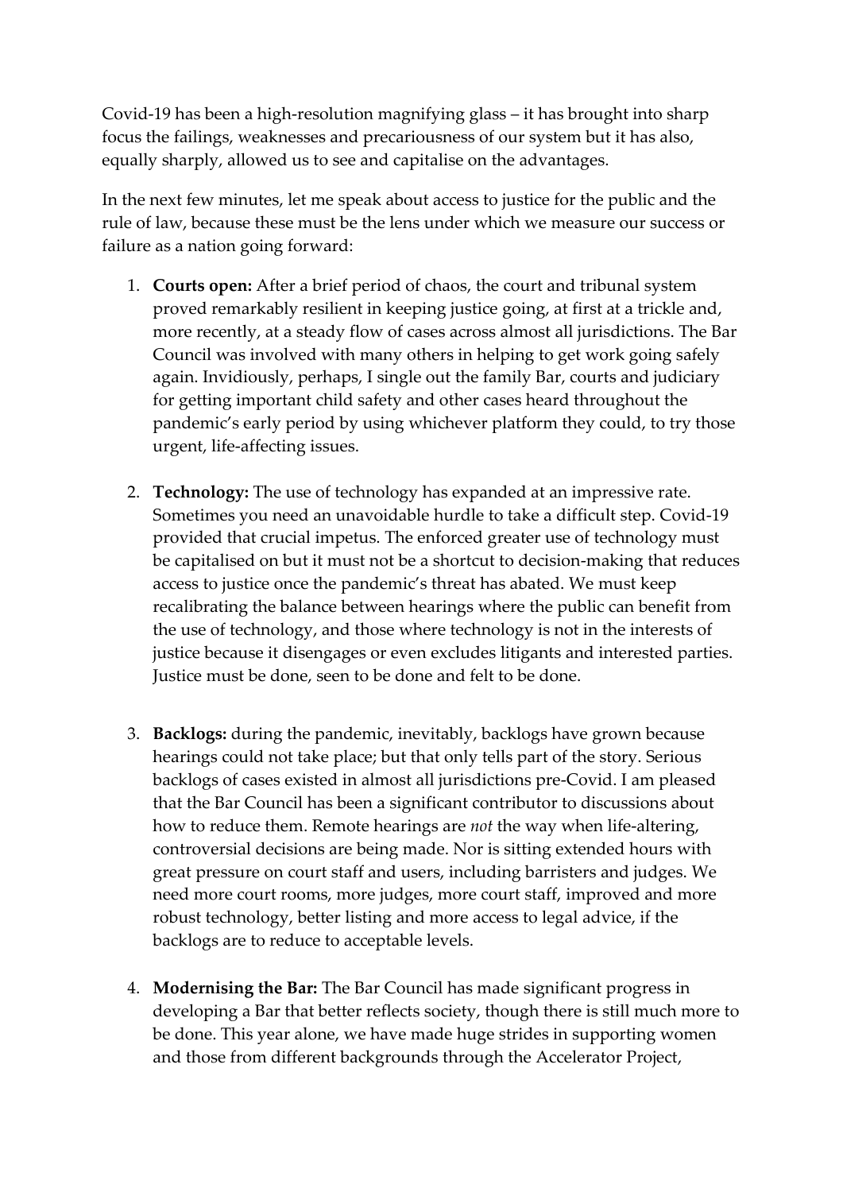Covid-19 has been a high-resolution magnifying glass – it has brought into sharp focus the failings, weaknesses and precariousness of our system but it has also, equally sharply, allowed us to see and capitalise on the advantages.

In the next few minutes, let me speak about access to justice for the public and the rule of law, because these must be the lens under which we measure our success or failure as a nation going forward:

1. **Courts open:** After a brief period of chaos, the court and tribunal system proved remarkably resilient in keeping justice going, at first at a trickle and, more recently, at a steady flow of cases across almost all jurisdictions. The Bar Council was involved with many others in helping to get work going safely again. Invidiously, perhaps, I single out the family Bar, courts and judiciary for getting important child safety and other cases heard throughout the pandemic's early period by using whichever platform they could, to try those urgent, life-affecting issues.

2. **Technology:** The use of technology has expanded at an impressive rate. Sometimes you need an unavoidable hurdle to take a difficult step. Covid-19 provided that crucial impetus. The enforced greater use of technology must be capitalised on but it must not be a shortcut to decision-making that reduces access to justice once the pandemic's threat has abated. We must keep recalibrating the balance between hearings where the public can benefit from the use of technology, and those where technology is not in the interests of justice because it disengages or even excludes litigants and interested parties. Justice must be done, seen to be done and felt to be done.

3. **Backlogs:** during the pandemic, inevitably, backlogs have grown because hearings could not take place; but that only tells part of the story. Serious backlogs of cases existed in almost all jurisdictions pre-Covid. I am pleased that the Bar Council has been a significant contributor to discussions about how to reduce them. Remote hearings are *not* the way when life-altering, controversial decisions are being made. Nor is sitting extended hours with great pressure on court staff and users, including barristers and judges. We need more court rooms, more judges, more court staff, improved and more robust technology, better listing and more access to legal advice, if the backlogs are to reduce to acceptable levels.

4. **Modernising the Bar:** The Bar Council has made significant progress in developing a Bar that better reflects society, though there is still much more to be done. This year alone, we have made huge strides in supporting women and those from different backgrounds through the Accelerator Project,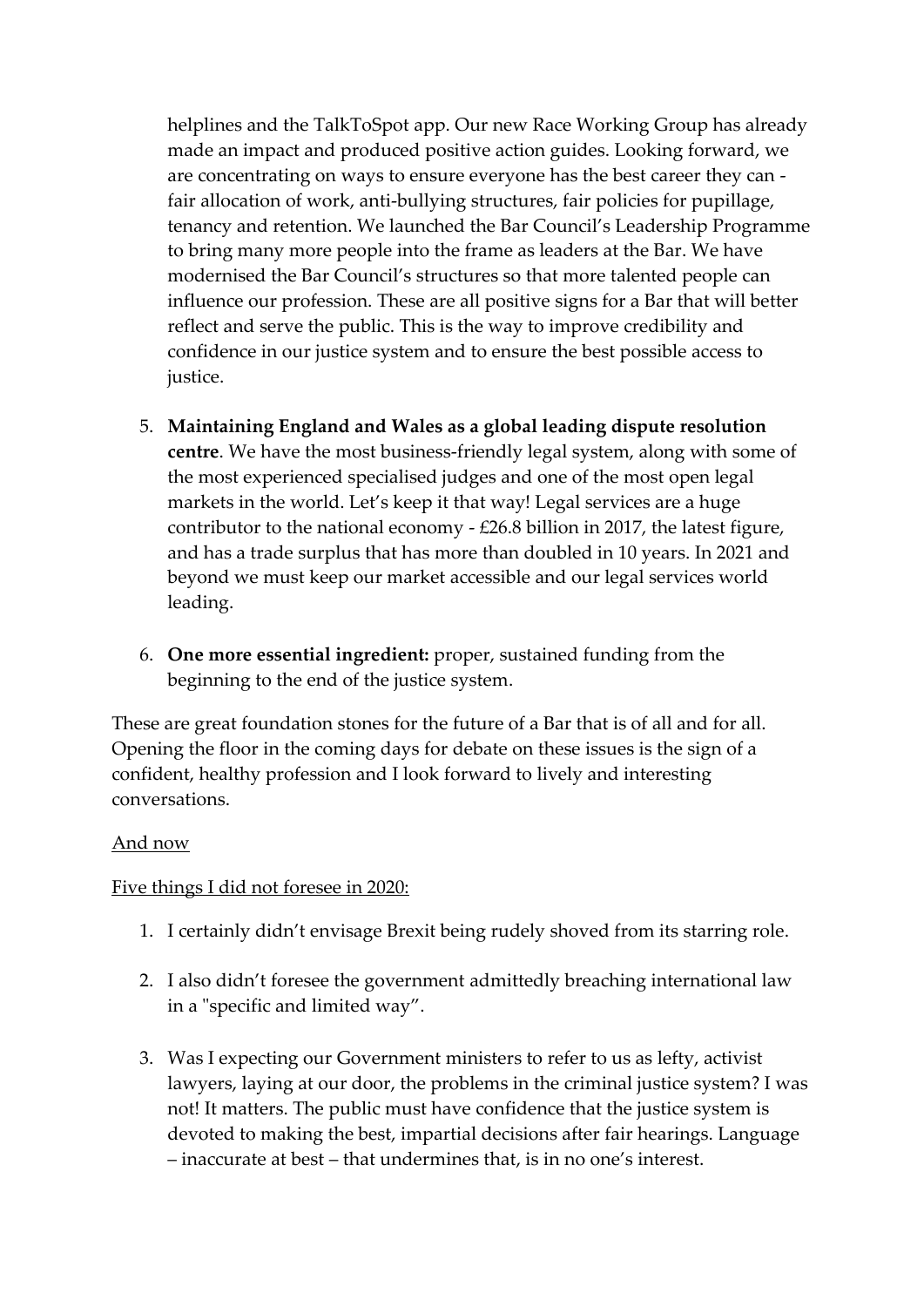helplines and the TalkToSpot app. Our new Race Working Group has already made an impact and produced positive action guides. Looking forward, we are concentrating on ways to ensure everyone has the best career they can - fair allocation of work, anti-bullying structures, fair policies for pupillage, tenancy and retention. We launched the Bar Council's Leadership Programme to bring many more people into the frame as leaders at the Bar. We have modernised the Bar Council's structures so that more talented people can influence our profession. These are all positive signs for a Bar that will better reflect and serve the public. This is the way to improve credibility and confidence in our justice system and to ensure the best possible access to justice.

5. **Maintaining England and Wales as a global leading dispute resolution centre**. We have the most business-friendly legal system, along with some of the most experienced specialised judges and one of the most open legal markets in the world. Let's keep it that way! Legal services are a huge contributor to the national economy - £26.8 billion in 2017, the latest figure, and has a trade surplus that has more than doubled in 10 years. In 2021 and beyond we must keep our market accessible and our legal services world leading.

6. **One more essential ingredient:** proper, sustained funding from the beginning to the end of the justice system.

These are great foundation stones for the future of a Bar that is of all and for all. Opening the floor in the coming days for debate on these issues is the sign of a confident, healthy profession and I look forward to lively and interesting conversations.

<u>And now</u>

<u>Five things I did not foresee in 2020:</u>

1. I certainly didn't envisage Brexit being rudely shoved from its starring role.

2. I also didn't foresee the government admittedly breaching international law in a "specific and limited way".

3. Was I expecting our Government ministers to refer to us as lefty, activist lawyers, laying at our door, the problems in the criminal justice system? I was not! It matters. The public must have confidence that the justice system is devoted to making the best, impartial decisions after fair hearings. Language – inaccurate at best – that undermines that, is in no one's interest.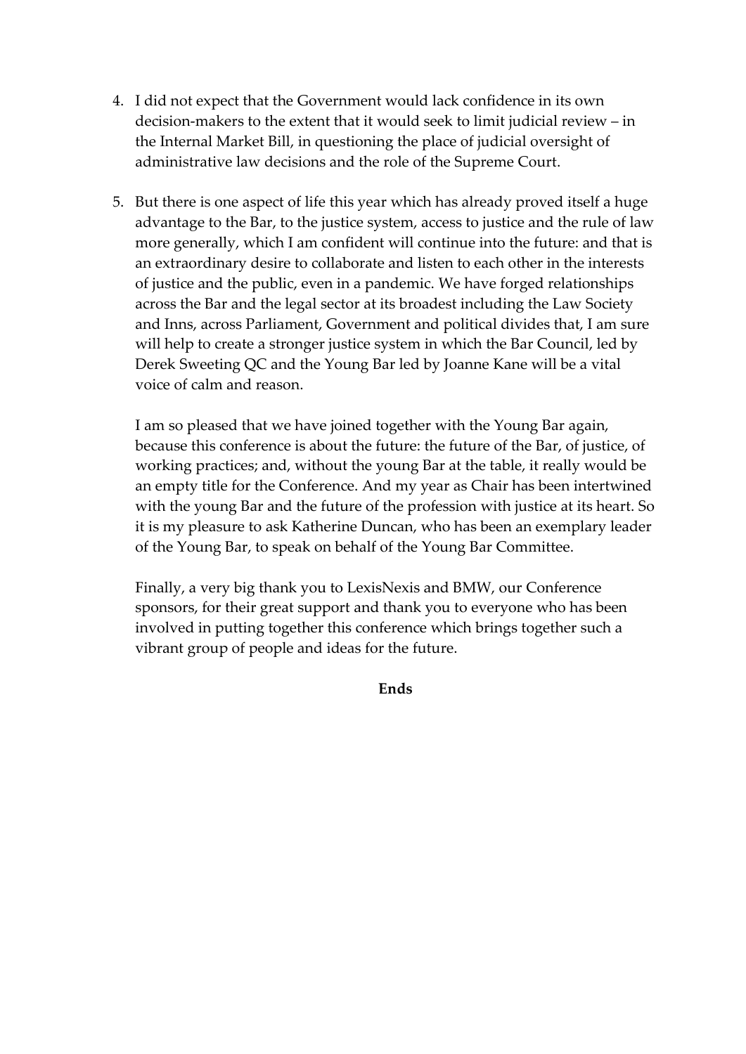4. I did not expect that the Government would lack confidence in its own decision-makers to the extent that it would seek to limit judicial review – in the Internal Market Bill, in questioning the place of judicial oversight of administrative law decisions and the role of the Supreme Court.

5. But there is one aspect of life this year which has already proved itself a huge advantage to the Bar, to the justice system, access to justice and the rule of law more generally, which I am confident will continue into the future: and that is an extraordinary desire to collaborate and listen to each other in the interests of justice and the public, even in a pandemic. We have forged relationships across the Bar and the legal sector at its broadest including the Law Society and Inns, across Parliament, Government and political divides that, I am sure will help to create a stronger justice system in which the Bar Council, led by Derek Sweeting QC and the Young Bar led by Joanne Kane will be a vital voice of calm and reason.

   I am so pleased that we have joined together with the Young Bar again, because this conference is about the future: the future of the Bar, of justice, of working practices; and, without the young Bar at the table, it really would be an empty title for the Conference. And my year as Chair has been intertwined with the young Bar and the future of the profession with justice at its heart. So it is my pleasure to ask Katherine Duncan, who has been an exemplary leader of the Young Bar, to speak on behalf of the Young Bar Committee.

   Finally, a very big thank you to LexisNexis and BMW, our Conference sponsors, for their great support and thank you to everyone who has been involved in putting together this conference which brings together such a vibrant group of people and ideas for the future.

**Ends**